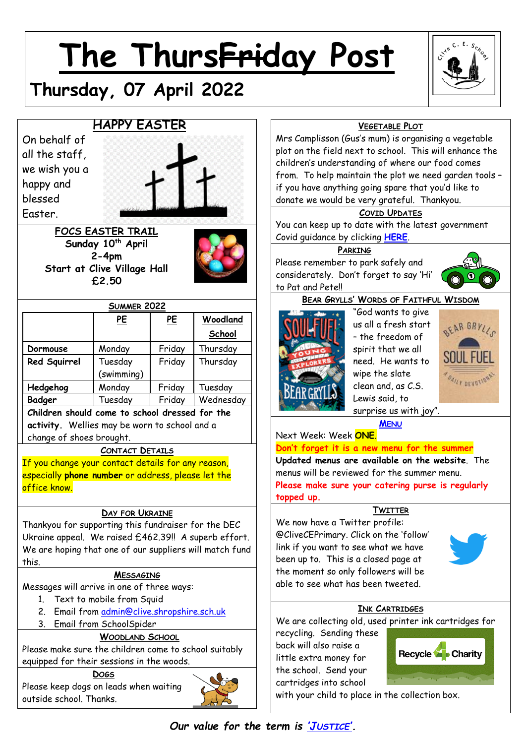# The Thurs~~Fri~~day Post

## Thursday, 07 April 2022

### HAPPY EASTER

On behalf of all the staff, we wish you a happy and blessed Easter.

### FOCS EASTER TRAIL

**Sunday 10th April**
**2-4pm**
**Start at Clive Village Hall**
**£2.50**

### SUMMER 2022

| | PE | PE | Woodland School |
|---|---|---|---|
| **Dormouse** | Monday | Friday | Thursday |
| **Red Squirrel** | Tuesday (swimming) | Friday | Thursday |
| **Hedgehog** | Monday | Friday | Tuesday |
| **Badger** | Tuesday | Friday | Wednesday |

**Children should come to school dressed for the activity.** Wellies may be worn to school and a change of shoes brought.

### CONTACT DETAILS

If you change your contact details for any reason, especially **phone number** or address, please let the office know.

### DAY FOR UKRAINE

Thankyou for supporting this fundraiser for the DEC Ukraine appeal. We raised £462.39!! A superb effort. We are hoping that one of our suppliers will match fund this.

### MESSAGING

Messages will arrive in one of three ways:

1. Text to mobile from Squid
2. Email from admin@clive.shropshire.sch.uk
3. Email from SchoolSpider

### WOODLAND SCHOOL

Please make sure the children come to school suitably equipped for their sessions in the woods.

### DOGS

Please keep dogs on leads when waiting outside school. Thanks.

### VEGETABLE PLOT

Mrs Camplisson (Gus's mum) is organising a vegetable plot on the field next to school. This will enhance the children's understanding of where our food comes from. To help maintain the plot we need garden tools – if you have anything going spare that you'd like to donate we would be very grateful. Thankyou.

### COVID UPDATES

You can keep up to date with the latest government Covid guidance by clicking HERE.

### PARKING

Please remember to park safely and considerately. Don't forget to say 'Hi' to Pat and Pete!!

### BEAR GRYLLS' WORDS OF FAITHFUL WISDOM

"God wants to give us all a fresh start – the freedom of spirit that we all need. He wants to wipe the slate clean and, as C.S. Lewis said, to surprise us with joy".

### MENU

Next Week: Week **ONE**.

**Don't forget it is a new menu for the summer**

**Updated menus are available on the website**. The menus will be reviewed for the summer menu.

**Please make sure your catering purse is regularly topped up.**

### TWITTER

We now have a Twitter profile: @CliveCEPrimary. Click on the 'follow' link if you want to see what we have been up to. This is a closed page at the moment so only followers will be able to see what has been tweeted.

### INK CARTRIDGES

We are collecting old, used printer ink cartridges for recycling. Sending these back will also raise a little extra money for the school. Send your cartridges into school with your child to place in the collection box.

***Our value for the term is 'JUSTICE'.***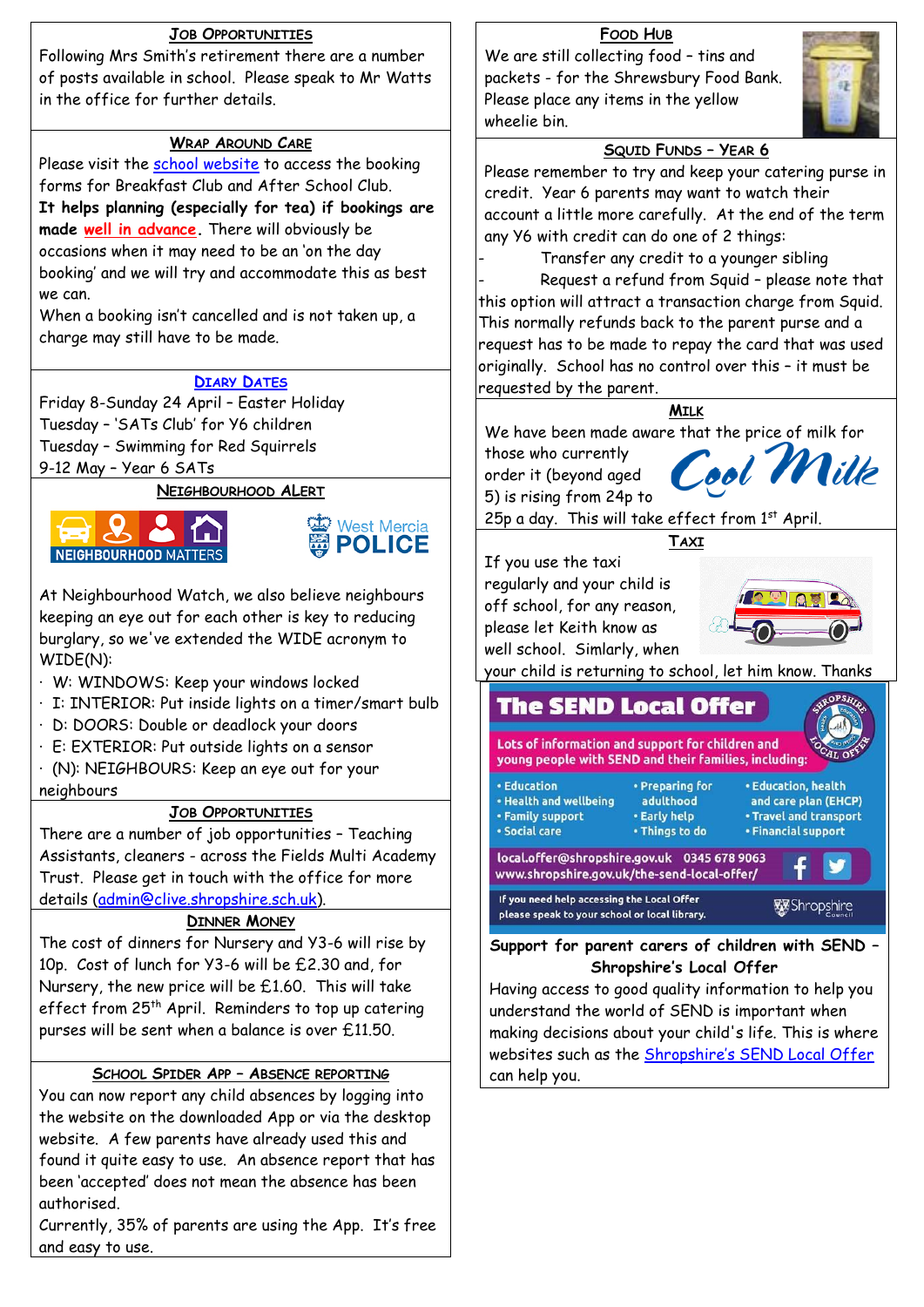## Job Opportunities

Following Mrs Smith's retirement there are a number of posts available in school. Please speak to Mr Watts in the office for further details.

## Wrap Around Care

Please visit the school website to access the booking forms for Breakfast Club and After School Club.

**It helps planning (especially for tea) if bookings are made well in advance.** There will obviously be occasions when it may need to be an 'on the day booking' and we will try and accommodate this as best we can.

When a booking isn't cancelled and is not taken up, a charge may still have to be made.

## Diary Dates

Friday 8-Sunday 24 April – Easter Holiday
Tuesday – 'SATs Club' for Y6 children
Tuesday – Swimming for Red Squirrels
9-12 May – Year 6 SATs

## Neighbourhood Alert

NEIGHBOURHOOD MATTERS

West Mercia POLICE

At Neighbourhood Watch, we also believe neighbours keeping an eye out for each other is key to reducing burglary, so we've extended the WIDE acronym to WIDE(N):

- W: WINDOWS: Keep your windows locked
- I: INTERIOR: Put inside lights on a timer/smart bulb
- D: DOORS: Double or deadlock your doors
- E: EXTERIOR: Put outside lights on a sensor
- (N): NEIGHBOURS: Keep an eye out for your neighbours

## Job Opportunities

There are a number of job opportunities – Teaching Assistants, cleaners - across the Fields Multi Academy Trust. Please get in touch with the office for more details (admin@clive.shropshire.sch.uk).

## Dinner Money

The cost of dinners for Nursery and Y3-6 will rise by 10p. Cost of lunch for Y3-6 will be £2.30 and, for Nursery, the new price will be £1.60. This will take effect from 25th April. Reminders to top up catering purses will be sent when a balance is over £11.50.

## School Spider App – Absence Reporting

You can now report any child absences by logging into the website on the downloaded App or via the desktop website. A few parents have already used this and found it quite easy to use. An absence report that has been 'accepted' does not mean the absence has been authorised.

Currently, 35% of parents are using the App. It's free and easy to use.

## Food Hub

We are still collecting food – tins and packets - for the Shrewsbury Food Bank. Please place any items in the yellow wheelie bin.

## Squid Funds – Year 6

Please remember to try and keep your catering purse in credit. Year 6 parents may want to watch their account a little more carefully. At the end of the term any Y6 with credit can do one of 2 things:

- Transfer any credit to a younger sibling
- Request a refund from Squid – please note that this option will attract a transaction charge from Squid.

This normally refunds back to the parent purse and a request has to be made to repay the card that was used originally. School has no control over this – it must be requested by the parent.

## Milk

We have been made aware that the price of milk for those who currently order it (beyond aged 5) is rising from 24p to 25p a day. This will take effect from 1st April.

Cool Milk

## Taxi

If you use the taxi regularly and your child is off school, for any reason, please let Keith know as well school. Simlarly, when your child is returning to school, let him know. Thanks

## The SEND Local Offer

Lots of information and support for children and young people with SEND and their families, including:

- Education
- Health and wellbeing
- Family support
- Social care
- Preparing for adulthood
- Early help
- Things to do
- Education, health and care plan (EHCP)
- Travel and transport
- Financial support

local.offer@shropshire.gov.uk 0345 678 9063
www.shropshire.gov.uk/the-send-local-offer/

If you need help accessing the Local Offer please speak to your school or local library.

Shropshire Council

**Support for parent carers of children with SEND – Shropshire's Local Offer**

Having access to good quality information to help you understand the world of SEND is important when making decisions about your child's life. This is where websites such as the Shropshire's SEND Local Offer can help you.